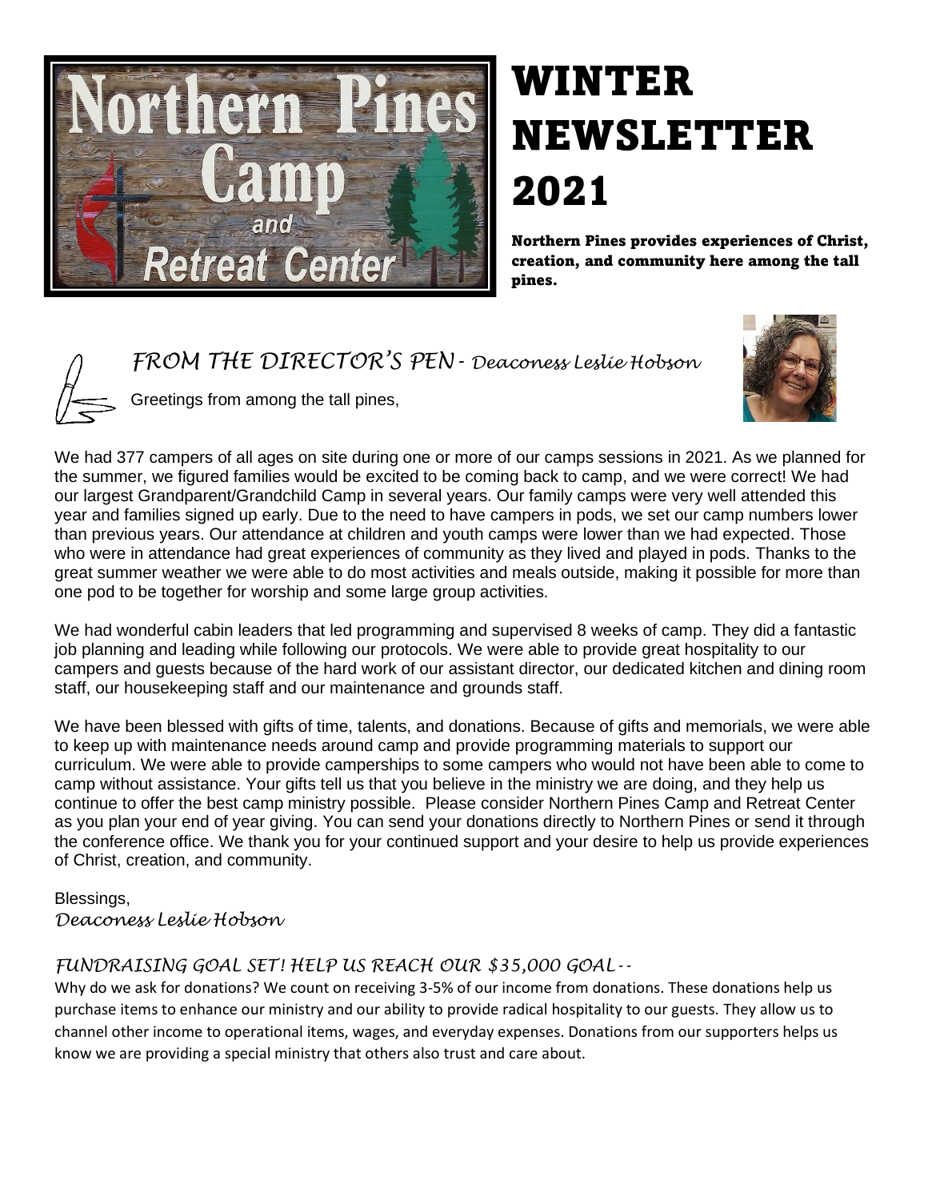# WINTER NEWSLETTER 2021

**Northern Pines provides experiences of Christ, creation, and community here among the tall pines.**

## *FROM THE DIRECTOR'S PEN - Deaconess Leslie Hobson*

Greetings from among the tall pines,

We had 377 campers of all ages on site during one or more of our camps sessions in 2021. As we planned for the summer, we figured families would be excited to be coming back to camp, and we were correct! We had our largest Grandparent/Grandchild Camp in several years. Our family camps were very well attended this year and families signed up early. Due to the need to have campers in pods, we set our camp numbers lower than previous years. Our attendance at children and youth camps were lower than we had expected. Those who were in attendance had great experiences of community as they lived and played in pods. Thanks to the great summer weather we were able to do most activities and meals outside, making it possible for more than one pod to be together for worship and some large group activities.

We had wonderful cabin leaders that led programming and supervised 8 weeks of camp. They did a fantastic job planning and leading while following our protocols. We were able to provide great hospitality to our campers and guests because of the hard work of our assistant director, our dedicated kitchen and dining room staff, our housekeeping staff and our maintenance and grounds staff.

We have been blessed with gifts of time, talents, and donations. Because of gifts and memorials, we were able to keep up with maintenance needs around camp and provide programming materials to support our curriculum. We were able to provide camperships to some campers who would not have been able to come to camp without assistance. Your gifts tell us that you believe in the ministry we are doing, and they help us continue to offer the best camp ministry possible. Please consider Northern Pines Camp and Retreat Center as you plan your end of year giving. You can send your donations directly to Northern Pines or send it through the conference office. We thank you for your continued support and your desire to help us provide experiences of Christ, creation, and community.

Blessings,
*Deaconess Leslie Hobson*

## *FUNDRAISING GOAL SET! HELP US REACH OUR $35,000 GOAL--*

Why do we ask for donations? We count on receiving 3-5% of our income from donations. These donations help us purchase items to enhance our ministry and our ability to provide radical hospitality to our guests. They allow us to channel other income to operational items, wages, and everyday expenses. Donations from our supporters helps us know we are providing a special ministry that others also trust and care about.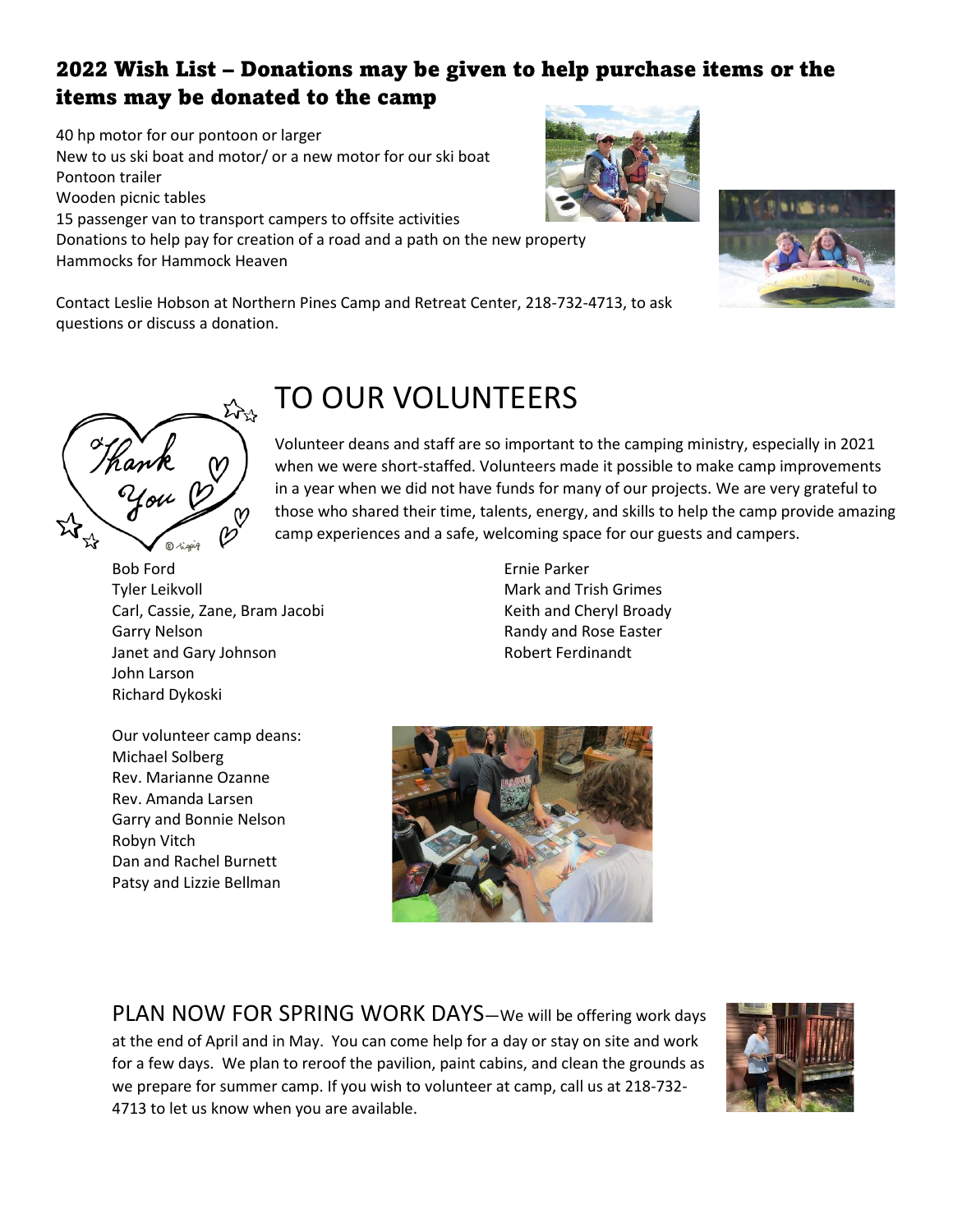## 2022 Wish List – Donations may be given to help purchase items or the items may be donated to the camp

40 hp motor for our pontoon or larger
New to us ski boat and motor/ or a new motor for our ski boat
Pontoon trailer
Wooden picnic tables
15 passenger van to transport campers to offsite activities
Donations to help pay for creation of a road and a path on the new property
Hammocks for Hammock Heaven

Contact Leslie Hobson at Northern Pines Camp and Retreat Center, 218-732-4713, to ask questions or discuss a donation.

# TO OUR VOLUNTEERS

Volunteer deans and staff are so important to the camping ministry, especially in 2021 when we were short-staffed. Volunteers made it possible to make camp improvements in a year when we did not have funds for many of our projects. We are very grateful to those who shared their time, talents, energy, and skills to help the camp provide amazing camp experiences and a safe, welcoming space for our guests and campers.

Bob Ford
Tyler Leikvoll
Carl, Cassie, Zane, Bram Jacobi
Garry Nelson
Janet and Gary Johnson
John Larson
Richard Dykoski
Ernie Parker
Mark and Trish Grimes
Keith and Cheryl Broady
Randy and Rose Easter
Robert Ferdinandt

Our volunteer camp deans:
Michael Solberg
Rev. Marianne Ozanne
Rev. Amanda Larsen
Garry and Bonnie Nelson
Robyn Vitch
Dan and Rachel Burnett
Patsy and Lizzie Bellman

# PLAN NOW FOR SPRING WORK DAYS

—We will be offering work days at the end of April and in May. You can come help for a day or stay on site and work for a few days. We plan to reroof the pavilion, paint cabins, and clean the grounds as we prepare for summer camp. If you wish to volunteer at camp, call us at 218-732-4713 to let us know when you are available.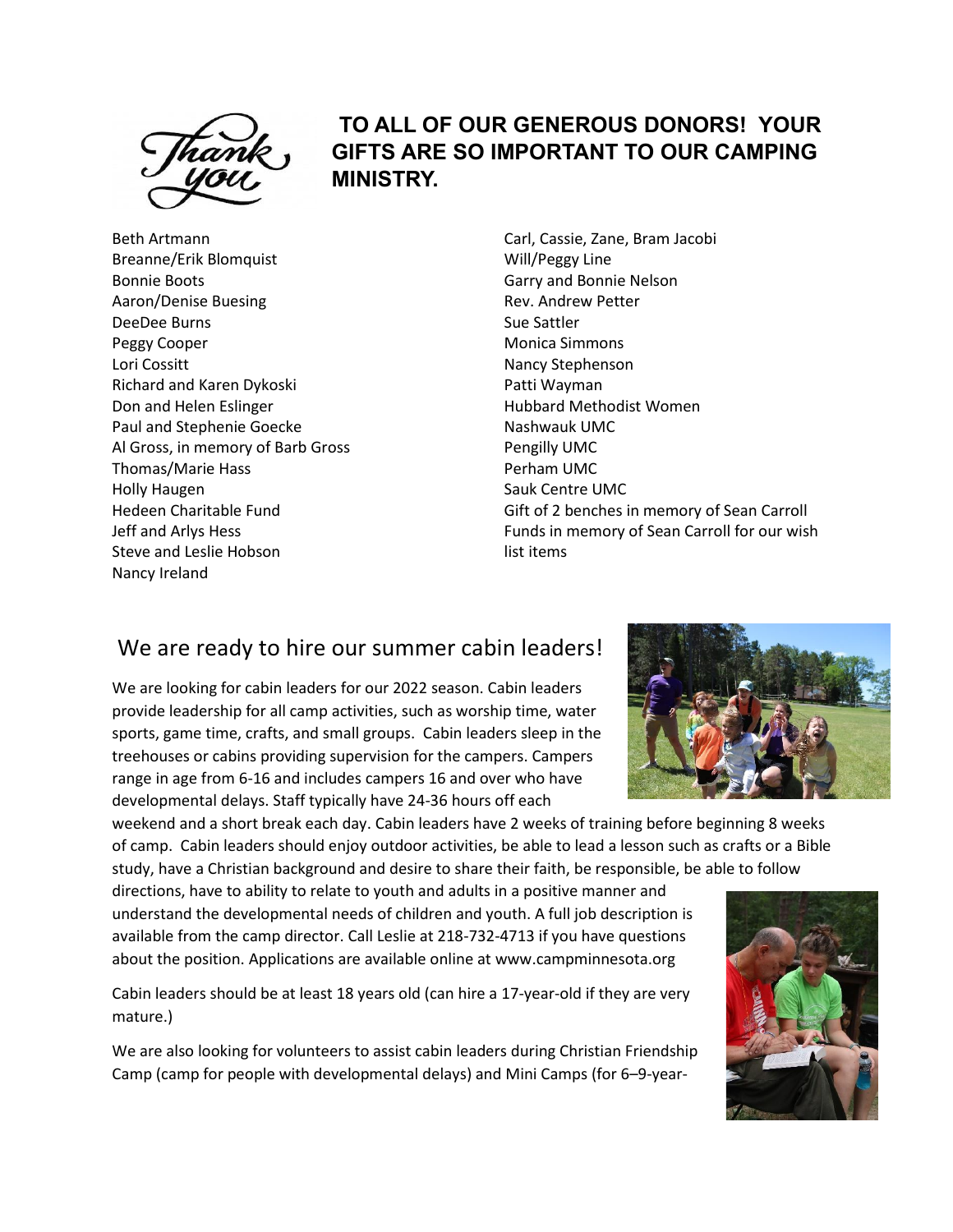## TO ALL OF OUR GENEROUS DONORS! YOUR GIFTS ARE SO IMPORTANT TO OUR CAMPING MINISTRY.

Beth Artmann
Breanne/Erik Blomquist
Bonnie Boots
Aaron/Denise Buesing
DeeDee Burns
Peggy Cooper
Lori Cossitt
Richard and Karen Dykoski
Don and Helen Eslinger
Paul and Stephenie Goecke
Al Gross, in memory of Barb Gross
Thomas/Marie Hass
Holly Haugen
Hedeen Charitable Fund
Jeff and Arlys Hess
Steve and Leslie Hobson
Nancy Ireland
Carl, Cassie, Zane, Bram Jacobi
Will/Peggy Line
Garry and Bonnie Nelson
Rev. Andrew Petter
Sue Sattler
Monica Simmons
Nancy Stephenson
Patti Wayman
Hubbard Methodist Women
Nashwauk UMC
Pengilly UMC
Perham UMC
Sauk Centre UMC
Gift of 2 benches in memory of Sean Carroll
Funds in memory of Sean Carroll for our wish list items

## We are ready to hire our summer cabin leaders!

We are looking for cabin leaders for our 2022 season. Cabin leaders provide leadership for all camp activities, such as worship time, water sports, game time, crafts, and small groups. Cabin leaders sleep in the treehouses or cabins providing supervision for the campers. Campers range in age from 6-16 and includes campers 16 and over who have developmental delays. Staff typically have 24-36 hours off each weekend and a short break each day. Cabin leaders have 2 weeks of training before beginning 8 weeks of camp. Cabin leaders should enjoy outdoor activities, be able to lead a lesson such as crafts or a Bible study, have a Christian background and desire to share their faith, be responsible, be able to follow directions, have to ability to relate to youth and adults in a positive manner and understand the developmental needs of children and youth. A full job description is available from the camp director. Call Leslie at 218-732-4713 if you have questions about the position. Applications are available online at www.campminnesota.org

Cabin leaders should be at least 18 years old (can hire a 17-year-old if they are very mature.)

We are also looking for volunteers to assist cabin leaders during Christian Friendship Camp (camp for people with developmental delays) and Mini Camps (for 6–9-year-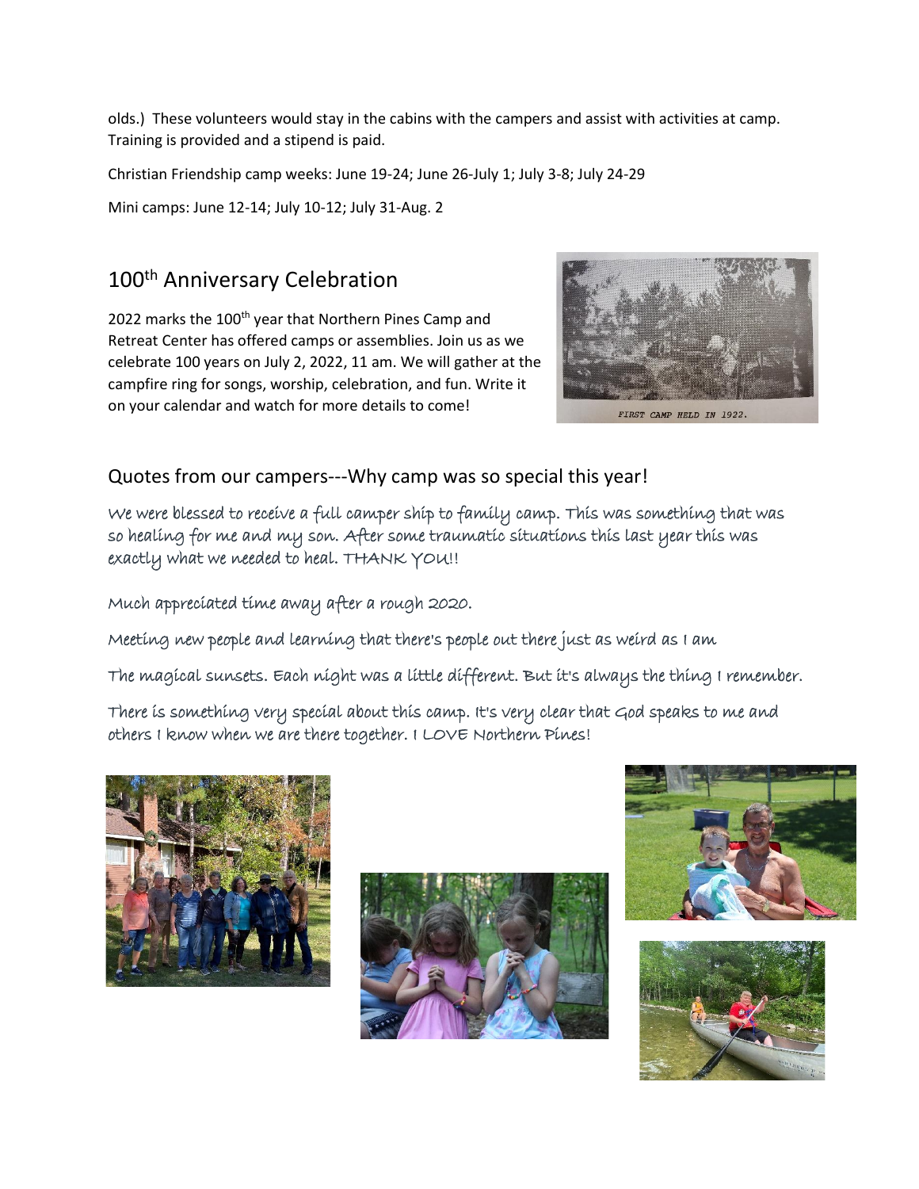olds.) These volunteers would stay in the cabins with the campers and assist with activities at camp. Training is provided and a stipend is paid.

Christian Friendship camp weeks: June 19-24; June 26-July 1; July 3-8; July 24-29

Mini camps: June 12-14; July 10-12; July 31-Aug. 2

## 100th Anniversary Celebration

2022 marks the 100th year that Northern Pines Camp and Retreat Center has offered camps or assemblies. Join us as we celebrate 100 years on July 2, 2022, 11 am. We will gather at the campfire ring for songs, worship, celebration, and fun. Write it on your calendar and watch for more details to come!

FIRST CAMP HELD IN 1922.

## Quotes from our campers---Why camp was so special this year!

We were blessed to receive a full camper ship to family camp. This was something that was so healing for me and my son. After some traumatic situations this last year this was exactly what we needed to heal. THANK YOU!!

Much appreciated time away after a rough 2020.

Meeting new people and learning that there's people out there just as weird as I am

The magical sunsets. Each night was a little different. But it's always the thing I remember.

There is something very special about this camp. It's very clear that God speaks to me and others I know when we are there together. I LOVE Northern Pines!